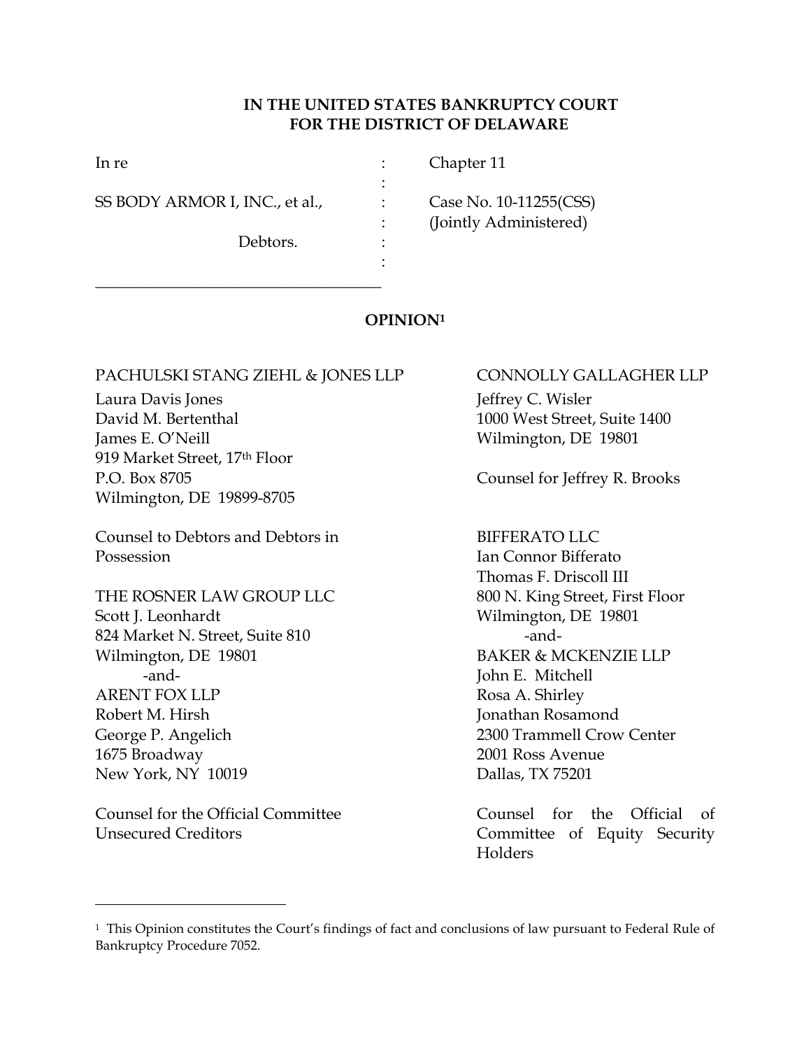**IN THE UNITED STATES BANKRUPTCY COURT**
**FOR THE DISTRICT OF DELAWARE**

| | | |
|---|---|---|
| In re | : | Chapter 11 |
| | : | |
| SS BODY ARMOR I, INC., et al., | : | Case No. 10-11255(CSS) |
| | : | (Jointly Administered) |
| Debtors. | : | |
| | : | |

**OPINION[1]**

PACHULSKI STANG ZIEHL & JONES LLP
Laura Davis Jones
David M. Bertenthal
James E. O'Neill
919 Market Street, 17th Floor
P.O. Box 8705
Wilmington, DE 19899-8705

Counsel to Debtors and Debtors in Possession

THE ROSNER LAW GROUP LLC
Scott J. Leonhardt
824 Market N. Street, Suite 810
Wilmington, DE 19801
-and-
ARENT FOX LLP
Robert M. Hirsh
George P. Angelich
1675 Broadway
New York, NY 10019

Counsel for the Official Committee Unsecured Creditors

CONNOLLY GALLAGHER LLP
Jeffrey C. Wisler
1000 West Street, Suite 1400
Wilmington, DE 19801

Counsel for Jeffrey R. Brooks

BIFFERATO LLC
Ian Connor Bifferato
Thomas F. Driscoll III
800 N. King Street, First Floor
Wilmington, DE 19801
-and-
BAKER & MCKENZIE LLP
John E. Mitchell
Rosa A. Shirley
Jonathan Rosamond
2300 Trammell Crow Center
2001 Ross Avenue
Dallas, TX 75201

Counsel for the Official of Committee of Equity Security Holders

---

[1] This Opinion constitutes the Court's findings of fact and conclusions of law pursuant to Federal Rule of Bankruptcy Procedure 7052.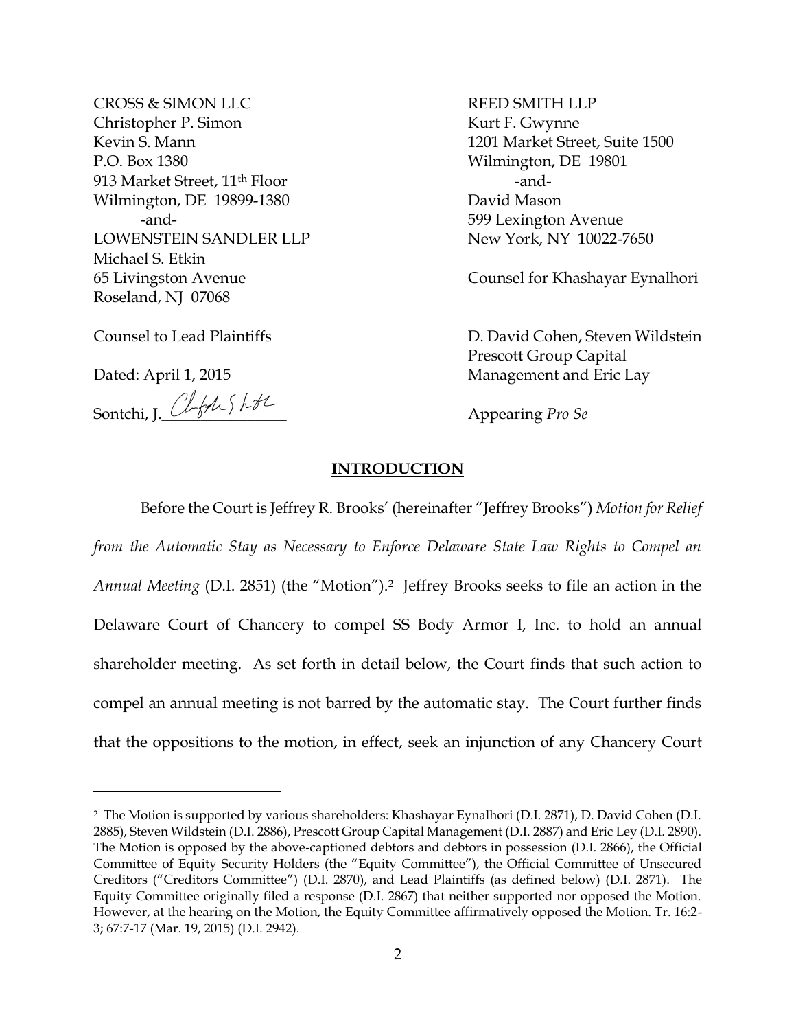CROSS & SIMON LLC
Christopher P. Simon
Kevin S. Mann
P.O. Box 1380
913 Market Street, 11th Floor
Wilmington, DE 19899-1380
-and-
LOWENSTEIN SANDLER LLP
Michael S. Etkin
65 Livingston Avenue
Roseland, NJ 07068

Counsel to Lead Plaintiffs

Dated: April 1, 2015

Sontchi, J.________________

REED SMITH LLP
Kurt F. Gwynne
1201 Market Street, Suite 1500
Wilmington, DE 19801
-and-
David Mason
599 Lexington Avenue
New York, NY 10022-7650

Counsel for Khashayar Eynalhori

D. David Cohen, Steven Wildstein
Prescott Group Capital
Management and Eric Lay

Appearing *Pro Se*

## INTRODUCTION

Before the Court is Jeffrey R. Brooks' (hereinafter "Jeffrey Brooks") *Motion for Relief from the Automatic Stay as Necessary to Enforce Delaware State Law Rights to Compel an Annual Meeting* (D.I. 2851) (the "Motion").[2] Jeffrey Brooks seeks to file an action in the Delaware Court of Chancery to compel SS Body Armor I, Inc. to hold an annual shareholder meeting. As set forth in detail below, the Court finds that such action to compel an annual meeting is not barred by the automatic stay. The Court further finds that the oppositions to the motion, in effect, seek an injunction of any Chancery Court

[2] The Motion is supported by various shareholders: Khashayar Eynalhori (D.I. 2871), D. David Cohen (D.I. 2885), Steven Wildstein (D.I. 2886), Prescott Group Capital Management (D.I. 2887) and Eric Ley (D.I. 2890). The Motion is opposed by the above-captioned debtors and debtors in possession (D.I. 2866), the Official Committee of Equity Security Holders (the "Equity Committee"), the Official Committee of Unsecured Creditors ("Creditors Committee") (D.I. 2870), and Lead Plaintiffs (as defined below) (D.I. 2871). The Equity Committee originally filed a response (D.I. 2867) that neither supported nor opposed the Motion. However, at the hearing on the Motion, the Equity Committee affirmatively opposed the Motion. Tr. 16:2-3; 67:7-17 (Mar. 19, 2015) (D.I. 2942).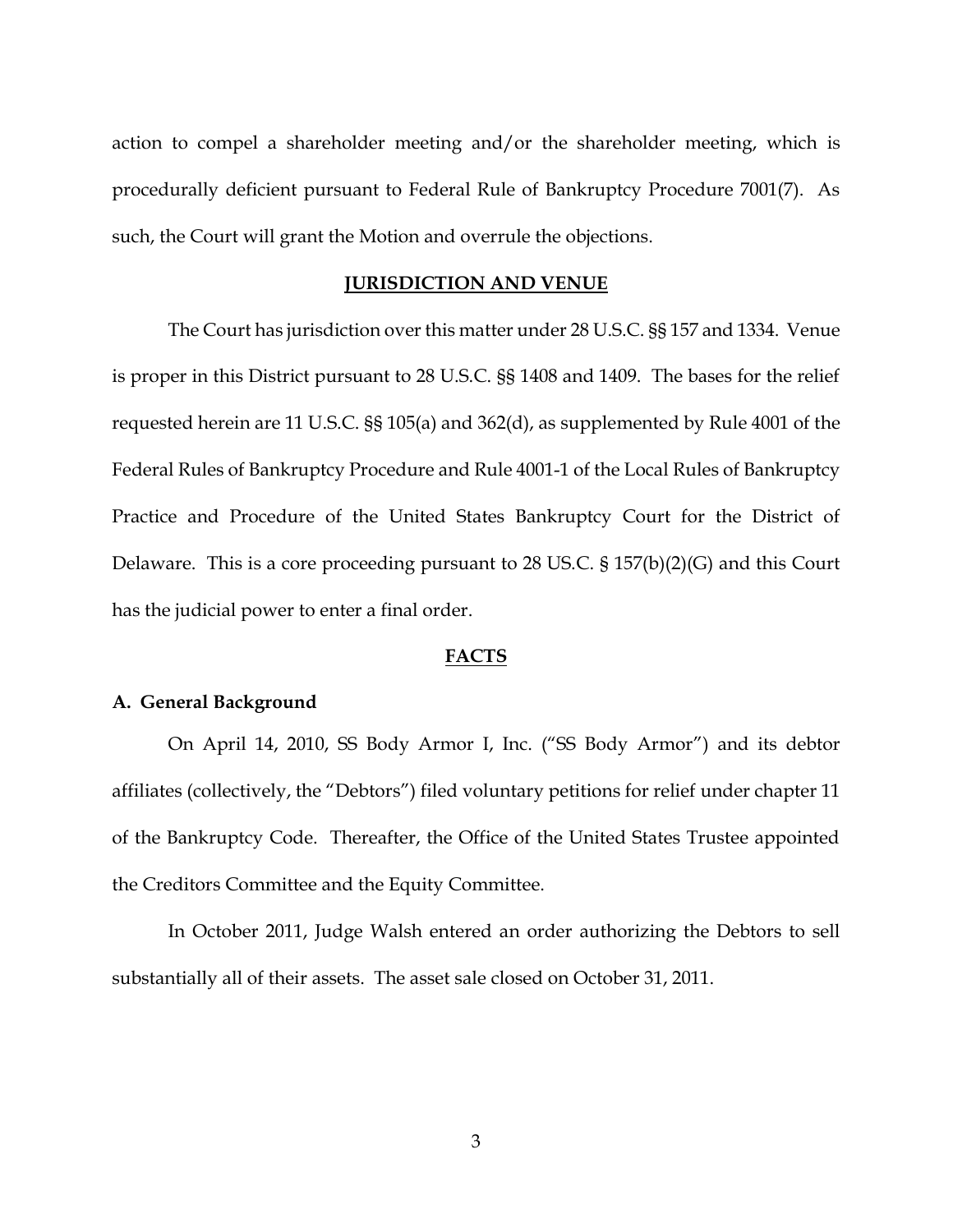action to compel a shareholder meeting and/or the shareholder meeting, which is procedurally deficient pursuant to Federal Rule of Bankruptcy Procedure 7001(7). As such, the Court will grant the Motion and overrule the objections.

## JURISDICTION AND VENUE

The Court has jurisdiction over this matter under 28 U.S.C. §§ 157 and 1334. Venue is proper in this District pursuant to 28 U.S.C. §§ 1408 and 1409. The bases for the relief requested herein are 11 U.S.C. §§ 105(a) and 362(d), as supplemented by Rule 4001 of the Federal Rules of Bankruptcy Procedure and Rule 4001-1 of the Local Rules of Bankruptcy Practice and Procedure of the United States Bankruptcy Court for the District of Delaware. This is a core proceeding pursuant to 28 US.C. § 157(b)(2)(G) and this Court has the judicial power to enter a final order.

## FACTS

### A. General Background

On April 14, 2010, SS Body Armor I, Inc. ("SS Body Armor") and its debtor affiliates (collectively, the "Debtors") filed voluntary petitions for relief under chapter 11 of the Bankruptcy Code. Thereafter, the Office of the United States Trustee appointed the Creditors Committee and the Equity Committee.

In October 2011, Judge Walsh entered an order authorizing the Debtors to sell substantially all of their assets. The asset sale closed on October 31, 2011.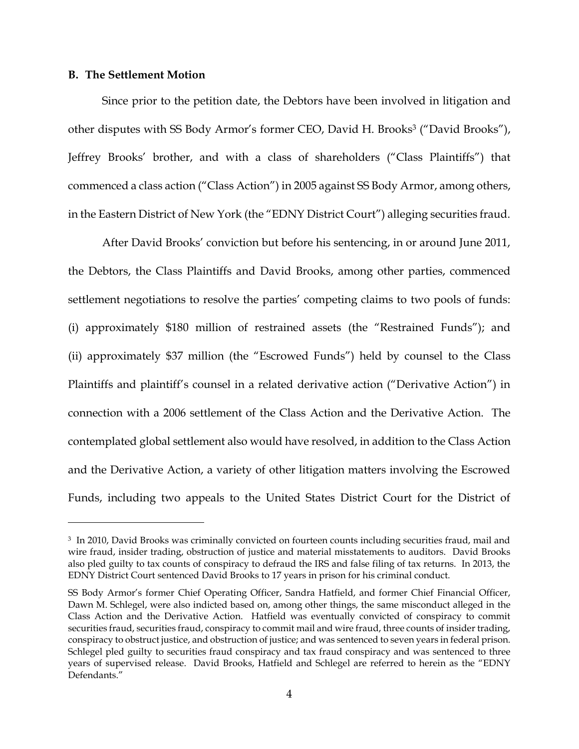### B. The Settlement Motion

Since prior to the petition date, the Debtors have been involved in litigation and other disputes with SS Body Armor's former CEO, David H. Brooks[3] ("David Brooks"), Jeffrey Brooks' brother, and with a class of shareholders ("Class Plaintiffs") that commenced a class action ("Class Action") in 2005 against SS Body Armor, among others, in the Eastern District of New York (the "EDNY District Court") alleging securities fraud.

After David Brooks' conviction but before his sentencing, in or around June 2011, the Debtors, the Class Plaintiffs and David Brooks, among other parties, commenced settlement negotiations to resolve the parties' competing claims to two pools of funds: (i) approximately $180 million of restrained assets (the "Restrained Funds"); and (ii) approximately $37 million (the "Escrowed Funds") held by counsel to the Class Plaintiffs and plaintiff's counsel in a related derivative action ("Derivative Action") in connection with a 2006 settlement of the Class Action and the Derivative Action. The contemplated global settlement also would have resolved, in addition to the Class Action and the Derivative Action, a variety of other litigation matters involving the Escrowed Funds, including two appeals to the United States District Court for the District of

---

[3] In 2010, David Brooks was criminally convicted on fourteen counts including securities fraud, mail and wire fraud, insider trading, obstruction of justice and material misstatements to auditors. David Brooks also pled guilty to tax counts of conspiracy to defraud the IRS and false filing of tax returns. In 2013, the EDNY District Court sentenced David Brooks to 17 years in prison for his criminal conduct.

SS Body Armor's former Chief Operating Officer, Sandra Hatfield, and former Chief Financial Officer, Dawn M. Schlegel, were also indicted based on, among other things, the same misconduct alleged in the Class Action and the Derivative Action. Hatfield was eventually convicted of conspiracy to commit securities fraud, securities fraud, conspiracy to commit mail and wire fraud, three counts of insider trading, conspiracy to obstruct justice, and obstruction of justice; and was sentenced to seven years in federal prison. Schlegel pled guilty to securities fraud conspiracy and tax fraud conspiracy and was sentenced to three years of supervised release. David Brooks, Hatfield and Schlegel are referred to herein as the "EDNY Defendants."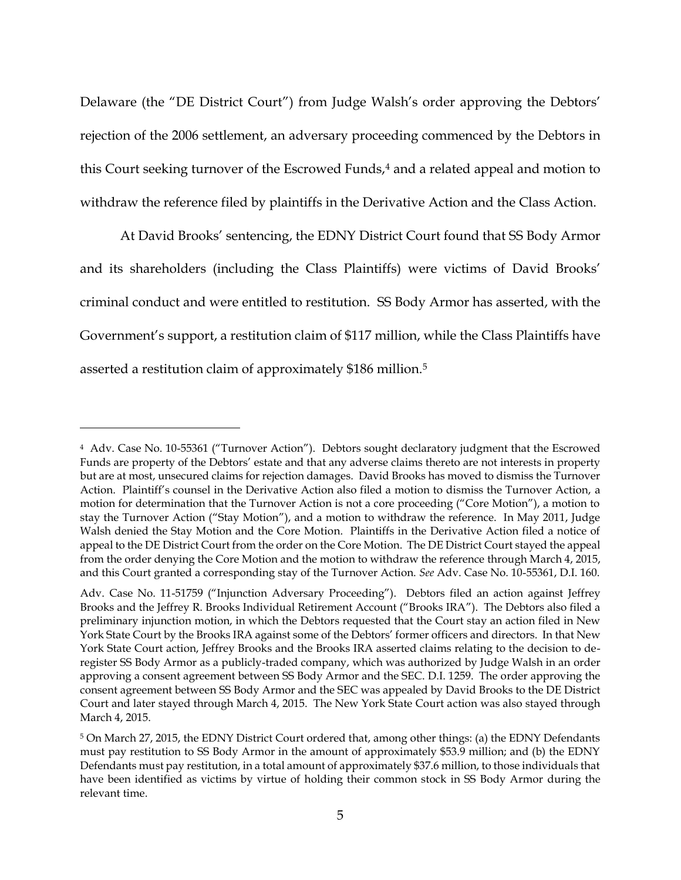Delaware (the "DE District Court") from Judge Walsh's order approving the Debtors' rejection of the 2006 settlement, an adversary proceeding commenced by the Debtors in this Court seeking turnover of the Escrowed Funds,[4] and a related appeal and motion to withdraw the reference filed by plaintiffs in the Derivative Action and the Class Action.

At David Brooks' sentencing, the EDNY District Court found that SS Body Armor and its shareholders (including the Class Plaintiffs) were victims of David Brooks' criminal conduct and were entitled to restitution. SS Body Armor has asserted, with the Government's support, a restitution claim of $117 million, while the Class Plaintiffs have asserted a restitution claim of approximately $186 million.[5]

---

[4] Adv. Case No. 10-55361 ("Turnover Action"). Debtors sought declaratory judgment that the Escrowed Funds are property of the Debtors' estate and that any adverse claims thereto are not interests in property but are at most, unsecured claims for rejection damages. David Brooks has moved to dismiss the Turnover Action. Plaintiff's counsel in the Derivative Action also filed a motion to dismiss the Turnover Action, a motion for determination that the Turnover Action is not a core proceeding ("Core Motion"), a motion to stay the Turnover Action ("Stay Motion"), and a motion to withdraw the reference. In May 2011, Judge Walsh denied the Stay Motion and the Core Motion. Plaintiffs in the Derivative Action filed a notice of appeal to the DE District Court from the order on the Core Motion. The DE District Court stayed the appeal from the order denying the Core Motion and the motion to withdraw the reference through March 4, 2015, and this Court granted a corresponding stay of the Turnover Action. *See* Adv. Case No. 10-55361, D.I. 160.

Adv. Case No. 11-51759 ("Injunction Adversary Proceeding"). Debtors filed an action against Jeffrey Brooks and the Jeffrey R. Brooks Individual Retirement Account ("Brooks IRA"). The Debtors also filed a preliminary injunction motion, in which the Debtors requested that the Court stay an action filed in New York State Court by the Brooks IRA against some of the Debtors' former officers and directors. In that New York State Court action, Jeffrey Brooks and the Brooks IRA asserted claims relating to the decision to de-register SS Body Armor as a publicly-traded company, which was authorized by Judge Walsh in an order approving a consent agreement between SS Body Armor and the SEC. D.I. 1259. The order approving the consent agreement between SS Body Armor and the SEC was appealed by David Brooks to the DE District Court and later stayed through March 4, 2015. The New York State Court action was also stayed through March 4, 2015.

[5] On March 27, 2015, the EDNY District Court ordered that, among other things: (a) the EDNY Defendants must pay restitution to SS Body Armor in the amount of approximately $53.9 million; and (b) the EDNY Defendants must pay restitution, in a total amount of approximately $37.6 million, to those individuals that have been identified as victims by virtue of holding their common stock in SS Body Armor during the relevant time.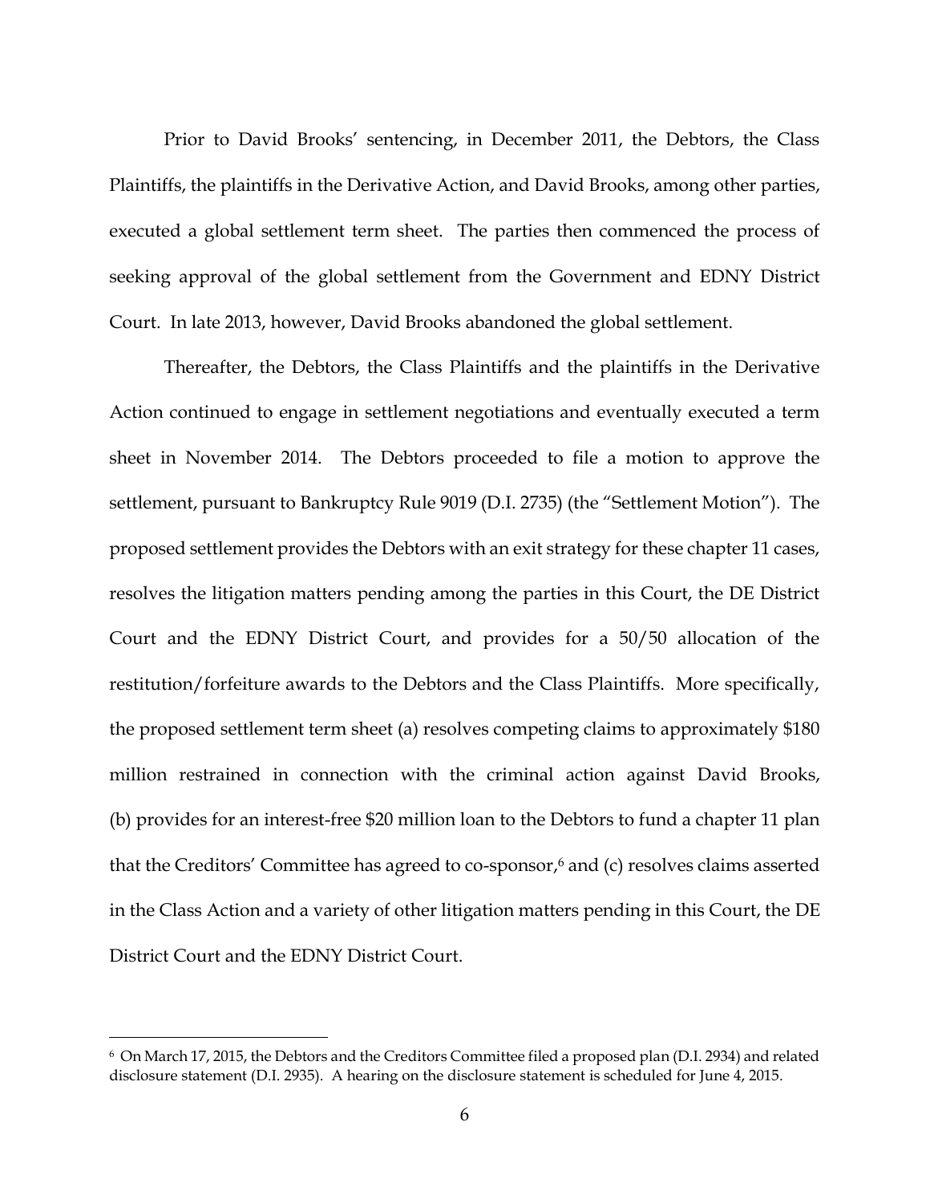Prior to David Brooks' sentencing, in December 2011, the Debtors, the Class Plaintiffs, the plaintiffs in the Derivative Action, and David Brooks, among other parties, executed a global settlement term sheet. The parties then commenced the process of seeking approval of the global settlement from the Government and EDNY District Court. In late 2013, however, David Brooks abandoned the global settlement.

Thereafter, the Debtors, the Class Plaintiffs and the plaintiffs in the Derivative Action continued to engage in settlement negotiations and eventually executed a term sheet in November 2014. The Debtors proceeded to file a motion to approve the settlement, pursuant to Bankruptcy Rule 9019 (D.I. 2735) (the "Settlement Motion"). The proposed settlement provides the Debtors with an exit strategy for these chapter 11 cases, resolves the litigation matters pending among the parties in this Court, the DE District Court and the EDNY District Court, and provides for a 50/50 allocation of the restitution/forfeiture awards to the Debtors and the Class Plaintiffs. More specifically, the proposed settlement term sheet (a) resolves competing claims to approximately $180 million restrained in connection with the criminal action against David Brooks, (b) provides for an interest-free $20 million loan to the Debtors to fund a chapter 11 plan that the Creditors' Committee has agreed to co-sponsor,[6] and (c) resolves claims asserted in the Class Action and a variety of other litigation matters pending in this Court, the DE District Court and the EDNY District Court.

---

[6] On March 17, 2015, the Debtors and the Creditors Committee filed a proposed plan (D.I. 2934) and related disclosure statement (D.I. 2935). A hearing on the disclosure statement is scheduled for June 4, 2015.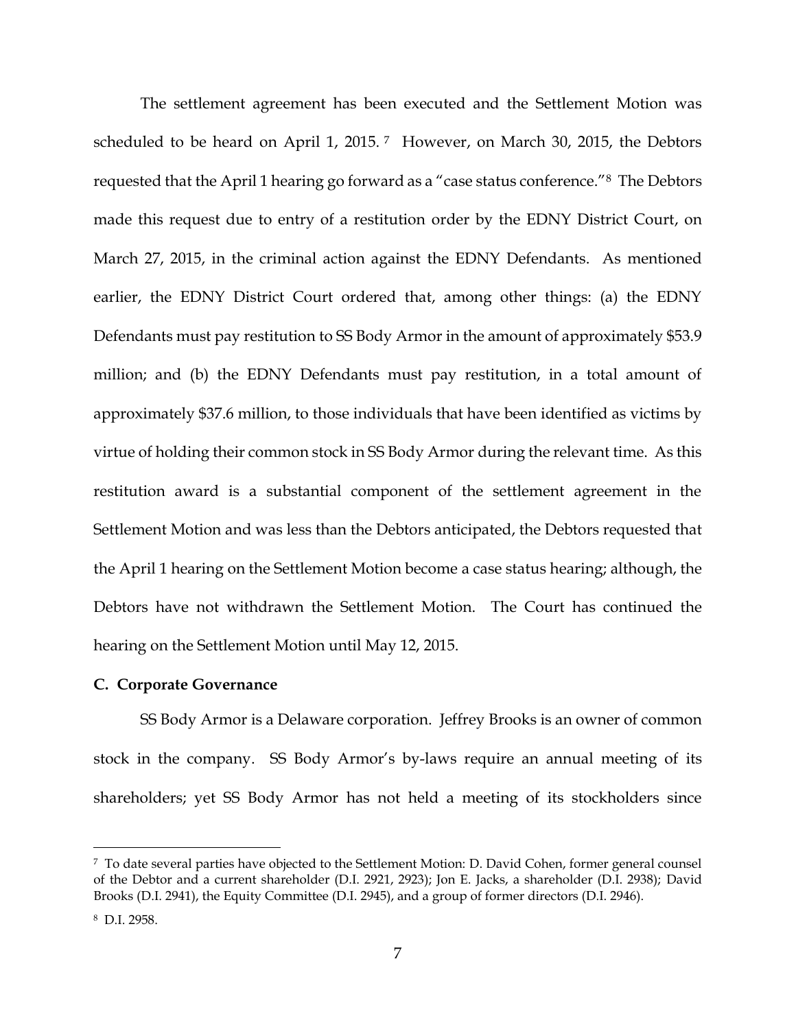The settlement agreement has been executed and the Settlement Motion was scheduled to be heard on April 1, 2015.[7] However, on March 30, 2015, the Debtors requested that the April 1 hearing go forward as a "case status conference."[8] The Debtors made this request due to entry of a restitution order by the EDNY District Court, on March 27, 2015, in the criminal action against the EDNY Defendants. As mentioned earlier, the EDNY District Court ordered that, among other things: (a) the EDNY Defendants must pay restitution to SS Body Armor in the amount of approximately $53.9 million; and (b) the EDNY Defendants must pay restitution, in a total amount of approximately $37.6 million, to those individuals that have been identified as victims by virtue of holding their common stock in SS Body Armor during the relevant time. As this restitution award is a substantial component of the settlement agreement in the Settlement Motion and was less than the Debtors anticipated, the Debtors requested that the April 1 hearing on the Settlement Motion become a case status hearing; although, the Debtors have not withdrawn the Settlement Motion. The Court has continued the hearing on the Settlement Motion until May 12, 2015.

**C. Corporate Governance**

SS Body Armor is a Delaware corporation. Jeffrey Brooks is an owner of common stock in the company. SS Body Armor's by-laws require an annual meeting of its shareholders; yet SS Body Armor has not held a meeting of its stockholders since

---

[7] To date several parties have objected to the Settlement Motion: D. David Cohen, former general counsel of the Debtor and a current shareholder (D.I. 2921, 2923); Jon E. Jacks, a shareholder (D.I. 2938); David Brooks (D.I. 2941), the Equity Committee (D.I. 2945), and a group of former directors (D.I. 2946).

[8] D.I. 2958.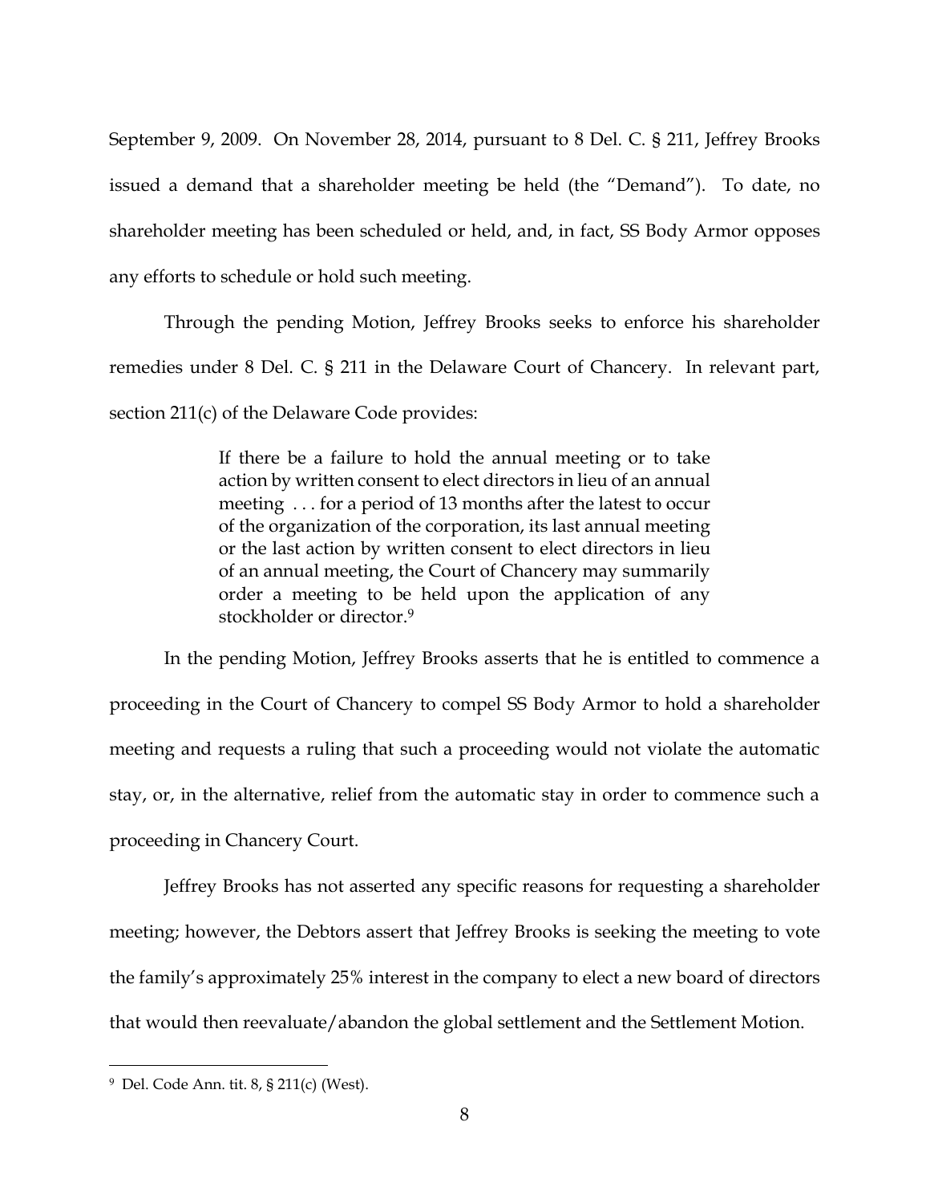September 9, 2009. On November 28, 2014, pursuant to 8 Del. C. § 211, Jeffrey Brooks issued a demand that a shareholder meeting be held (the "Demand"). To date, no shareholder meeting has been scheduled or held, and, in fact, SS Body Armor opposes any efforts to schedule or hold such meeting.

Through the pending Motion, Jeffrey Brooks seeks to enforce his shareholder remedies under 8 Del. C. § 211 in the Delaware Court of Chancery. In relevant part, section 211(c) of the Delaware Code provides:

> If there be a failure to hold the annual meeting or to take action by written consent to elect directors in lieu of an annual meeting . . . for a period of 13 months after the latest to occur of the organization of the corporation, its last annual meeting or the last action by written consent to elect directors in lieu of an annual meeting, the Court of Chancery may summarily order a meeting to be held upon the application of any stockholder or director.[9]

In the pending Motion, Jeffrey Brooks asserts that he is entitled to commence a proceeding in the Court of Chancery to compel SS Body Armor to hold a shareholder meeting and requests a ruling that such a proceeding would not violate the automatic stay, or, in the alternative, relief from the automatic stay in order to commence such a proceeding in Chancery Court.

Jeffrey Brooks has not asserted any specific reasons for requesting a shareholder meeting; however, the Debtors assert that Jeffrey Brooks is seeking the meeting to vote the family's approximately 25% interest in the company to elect a new board of directors that would then reevaluate/abandon the global settlement and the Settlement Motion.

---

[9] Del. Code Ann. tit. 8, § 211(c) (West).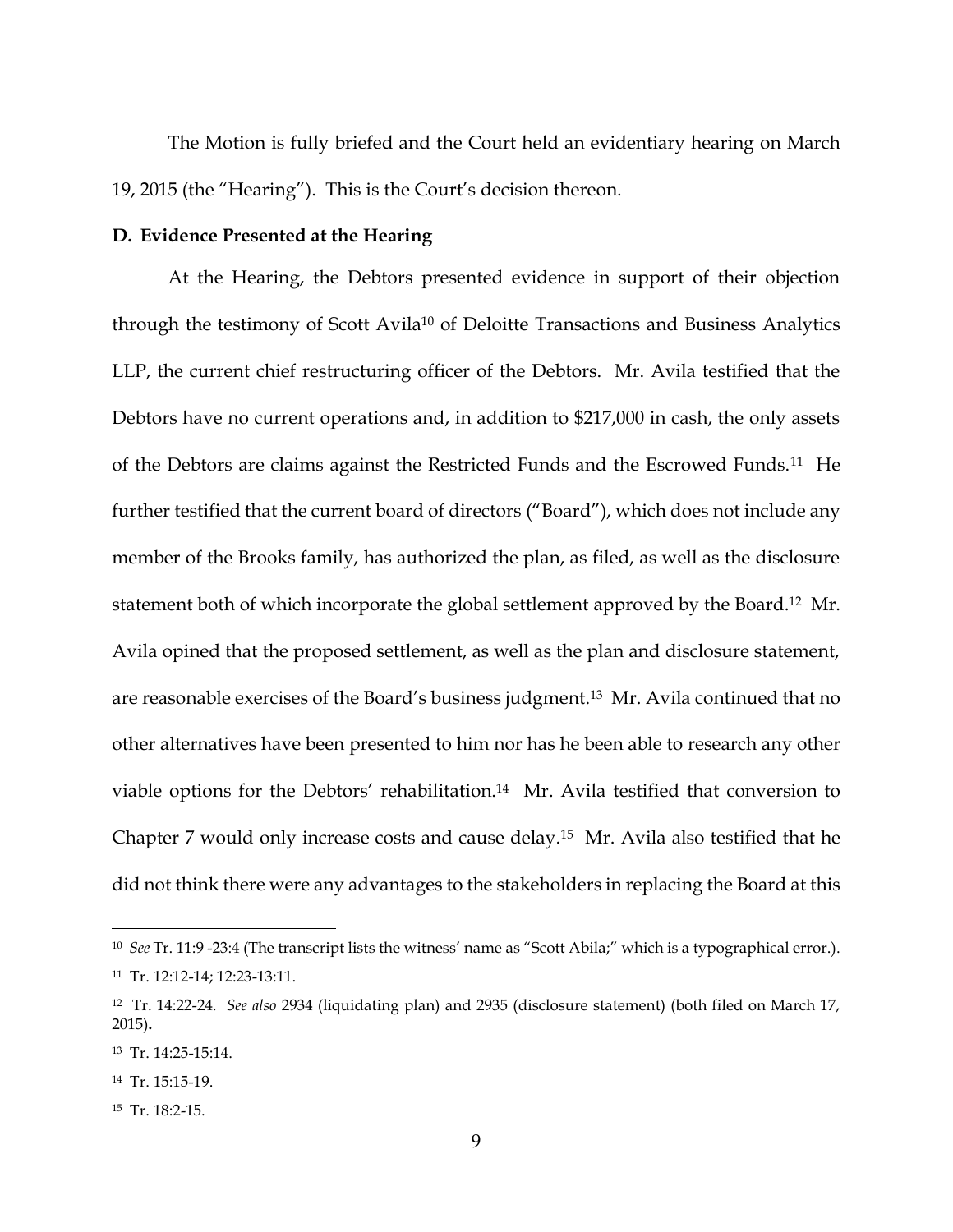The Motion is fully briefed and the Court held an evidentiary hearing on March 19, 2015 (the "Hearing"). This is the Court's decision thereon.

**D. Evidence Presented at the Hearing**

At the Hearing, the Debtors presented evidence in support of their objection through the testimony of Scott Avila[10] of Deloitte Transactions and Business Analytics LLP, the current chief restructuring officer of the Debtors. Mr. Avila testified that the Debtors have no current operations and, in addition to $217,000 in cash, the only assets of the Debtors are claims against the Restricted Funds and the Escrowed Funds.[11] He further testified that the current board of directors ("Board"), which does not include any member of the Brooks family, has authorized the plan, as filed, as well as the disclosure statement both of which incorporate the global settlement approved by the Board.[12] Mr. Avila opined that the proposed settlement, as well as the plan and disclosure statement, are reasonable exercises of the Board's business judgment.[13] Mr. Avila continued that no other alternatives have been presented to him nor has he been able to research any other viable options for the Debtors' rehabilitation.[14] Mr. Avila testified that conversion to Chapter 7 would only increase costs and cause delay.[15] Mr. Avila also testified that he did not think there were any advantages to the stakeholders in replacing the Board at this

---

[10] *See* Tr. 11:9 -23:4 (The transcript lists the witness' name as "Scott Abila;" which is a typographical error.).

[11] Tr. 12:12-14; 12:23-13:11.

[12] Tr. 14:22-24. *See also* 2934 (liquidating plan) and 2935 (disclosure statement) (both filed on March 17, 2015).

[13] Tr. 14:25-15:14.

[14] Tr. 15:15-19.

[15] Tr. 18:2-15.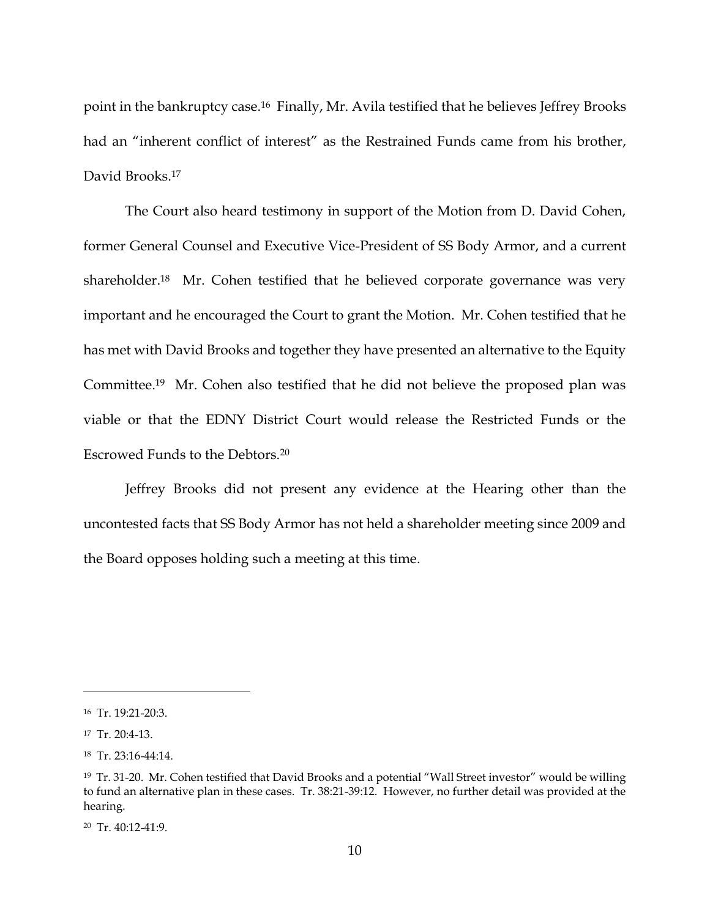point in the bankruptcy case.[16] Finally, Mr. Avila testified that he believes Jeffrey Brooks had an "inherent conflict of interest" as the Restrained Funds came from his brother, David Brooks.[17]

The Court also heard testimony in support of the Motion from D. David Cohen, former General Counsel and Executive Vice-President of SS Body Armor, and a current shareholder.[18] Mr. Cohen testified that he believed corporate governance was very important and he encouraged the Court to grant the Motion. Mr. Cohen testified that he has met with David Brooks and together they have presented an alternative to the Equity Committee.[19] Mr. Cohen also testified that he did not believe the proposed plan was viable or that the EDNY District Court would release the Restricted Funds or the Escrowed Funds to the Debtors.[20]

Jeffrey Brooks did not present any evidence at the Hearing other than the uncontested facts that SS Body Armor has not held a shareholder meeting since 2009 and the Board opposes holding such a meeting at this time.

---

[16] Tr. 19:21-20:3.

[17] Tr. 20:4-13.

[18] Tr. 23:16-44:14.

[19] Tr. 31-20. Mr. Cohen testified that David Brooks and a potential "Wall Street investor" would be willing to fund an alternative plan in these cases. Tr. 38:21-39:12. However, no further detail was provided at the hearing.

[20] Tr. 40:12-41:9.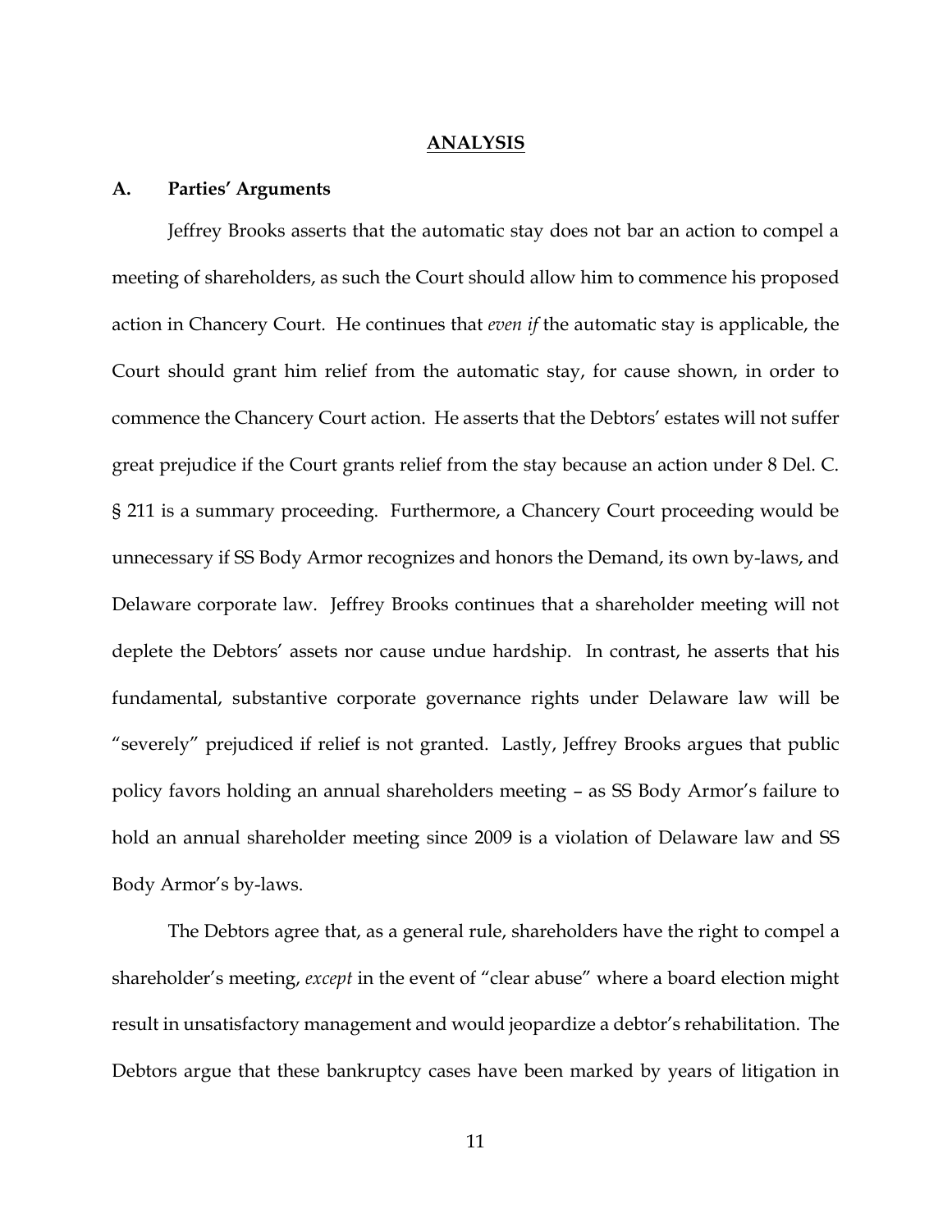## ANALYSIS

### A. Parties' Arguments

Jeffrey Brooks asserts that the automatic stay does not bar an action to compel a meeting of shareholders, as such the Court should allow him to commence his proposed action in Chancery Court. He continues that *even if* the automatic stay is applicable, the Court should grant him relief from the automatic stay, for cause shown, in order to commence the Chancery Court action. He asserts that the Debtors' estates will not suffer great prejudice if the Court grants relief from the stay because an action under 8 Del. C. § 211 is a summary proceeding. Furthermore, a Chancery Court proceeding would be unnecessary if SS Body Armor recognizes and honors the Demand, its own by-laws, and Delaware corporate law. Jeffrey Brooks continues that a shareholder meeting will not deplete the Debtors' assets nor cause undue hardship. In contrast, he asserts that his fundamental, substantive corporate governance rights under Delaware law will be "severely" prejudiced if relief is not granted. Lastly, Jeffrey Brooks argues that public policy favors holding an annual shareholders meeting – as SS Body Armor's failure to hold an annual shareholder meeting since 2009 is a violation of Delaware law and SS Body Armor's by-laws.

The Debtors agree that, as a general rule, shareholders have the right to compel a shareholder's meeting, *except* in the event of "clear abuse" where a board election might result in unsatisfactory management and would jeopardize a debtor's rehabilitation. The Debtors argue that these bankruptcy cases have been marked by years of litigation in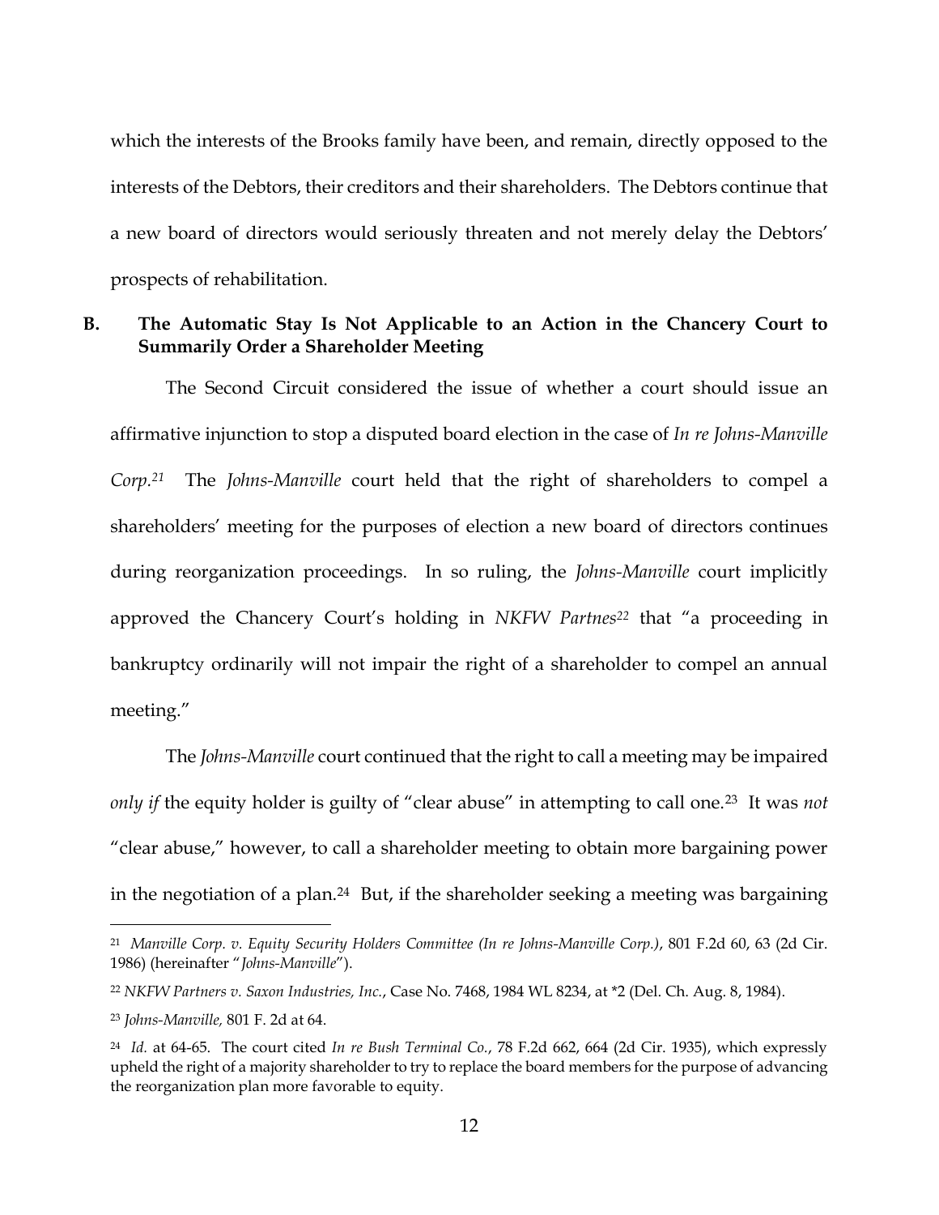which the interests of the Brooks family have been, and remain, directly opposed to the interests of the Debtors, their creditors and their shareholders. The Debtors continue that a new board of directors would seriously threaten and not merely delay the Debtors' prospects of rehabilitation.

### B. The Automatic Stay Is Not Applicable to an Action in the Chancery Court to Summarily Order a Shareholder Meeting

The Second Circuit considered the issue of whether a court should issue an affirmative injunction to stop a disputed board election in the case of *In re Johns-Manville Corp.*[21] The *Johns-Manville* court held that the right of shareholders to compel a shareholders' meeting for the purposes of election a new board of directors continues during reorganization proceedings. In so ruling, the *Johns-Manville* court implicitly approved the Chancery Court's holding in *NKFW Partnes*[22] that "a proceeding in bankruptcy ordinarily will not impair the right of a shareholder to compel an annual meeting."

The *Johns-Manville* court continued that the right to call a meeting may be impaired *only if* the equity holder is guilty of "clear abuse" in attempting to call one.[23] It was *not* "clear abuse," however, to call a shareholder meeting to obtain more bargaining power in the negotiation of a plan.[24] But, if the shareholder seeking a meeting was bargaining

---

[21] *Manville Corp. v. Equity Security Holders Committee (In re Johns-Manville Corp.)*, 801 F.2d 60, 63 (2d Cir. 1986) (hereinafter "*Johns-Manville*").

[22] *NKFW Partners v. Saxon Industries, Inc.*, Case No. 7468, 1984 WL 8234, at *2 (Del. Ch. Aug. 8, 1984).

[23] *Johns-Manville,* 801 F. 2d at 64.

[24] *Id.* at 64-65. The court cited *In re Bush Terminal Co.*, 78 F.2d 662, 664 (2d Cir. 1935), which expressly upheld the right of a majority shareholder to try to replace the board members for the purpose of advancing the reorganization plan more favorable to equity.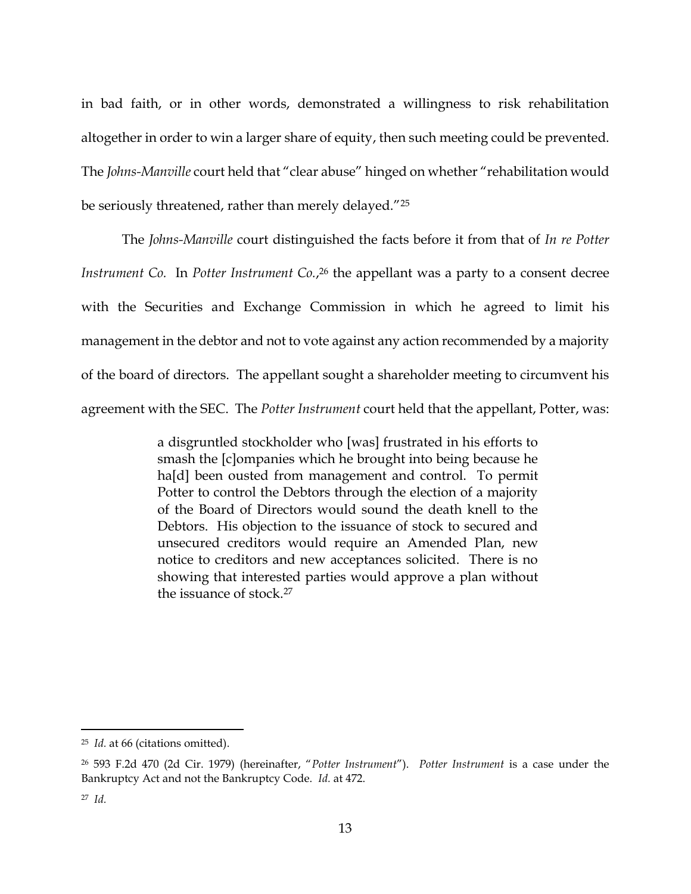in bad faith, or in other words, demonstrated a willingness to risk rehabilitation altogether in order to win a larger share of equity, then such meeting could be prevented. The *Johns-Manville* court held that "clear abuse" hinged on whether "rehabilitation would be seriously threatened, rather than merely delayed."[25]

The *Johns-Manville* court distinguished the facts before it from that of *In re Potter Instrument Co.* In *Potter Instrument Co.*,[26] the appellant was a party to a consent decree with the Securities and Exchange Commission in which he agreed to limit his management in the debtor and not to vote against any action recommended by a majority of the board of directors. The appellant sought a shareholder meeting to circumvent his agreement with the SEC. The *Potter Instrument* court held that the appellant, Potter, was:

> a disgruntled stockholder who [was] frustrated in his efforts to smash the [c]ompanies which he brought into being because he ha[d] been ousted from management and control. To permit Potter to control the Debtors through the election of a majority of the Board of Directors would sound the death knell to the Debtors. His objection to the issuance of stock to secured and unsecured creditors would require an Amended Plan, new notice to creditors and new acceptances solicited. There is no showing that interested parties would approve a plan without the issuance of stock.[27]

---

[25] *Id.* at 66 (citations omitted).

[26] 593 F.2d 470 (2d Cir. 1979) (hereinafter, "*Potter Instrument*"). *Potter Instrument* is a case under the Bankruptcy Act and not the Bankruptcy Code. *Id.* at 472.

[27] *Id.*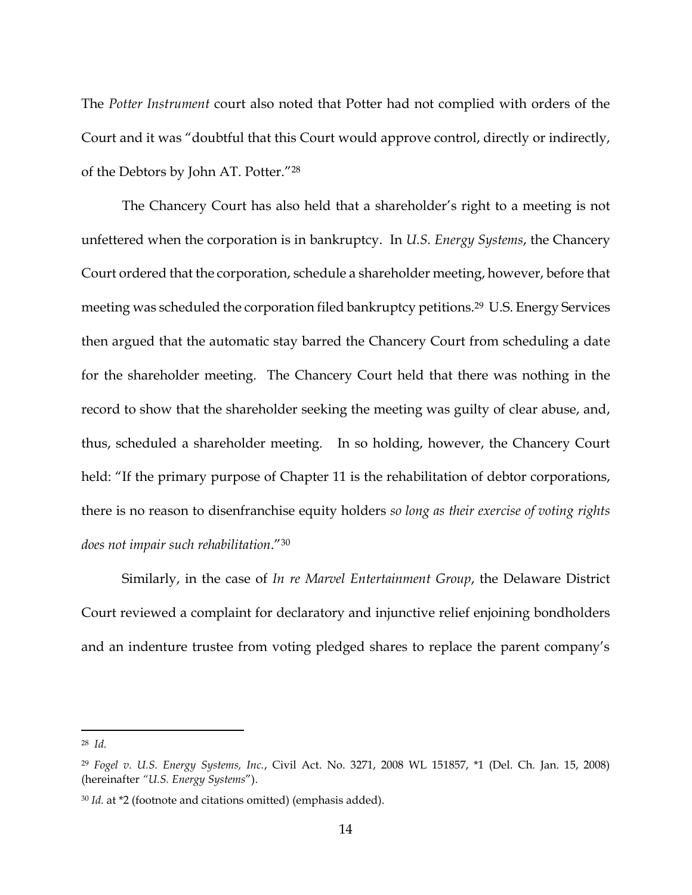The *Potter Instrument* court also noted that Potter had not complied with orders of the Court and it was "doubtful that this Court would approve control, directly or indirectly, of the Debtors by John AT. Potter."[28]

The Chancery Court has also held that a shareholder's right to a meeting is not unfettered when the corporation is in bankruptcy. In *U.S. Energy Systems*, the Chancery Court ordered that the corporation, schedule a shareholder meeting, however, before that meeting was scheduled the corporation filed bankruptcy petitions.[29] U.S. Energy Services then argued that the automatic stay barred the Chancery Court from scheduling a date for the shareholder meeting. The Chancery Court held that there was nothing in the record to show that the shareholder seeking the meeting was guilty of clear abuse, and, thus, scheduled a shareholder meeting. In so holding, however, the Chancery Court held: "If the primary purpose of Chapter 11 is the rehabilitation of debtor corporations, there is no reason to disenfranchise equity holders *so long as their exercise of voting rights does not impair such rehabilitation*."[30]

Similarly, in the case of *In re Marvel Entertainment Group*, the Delaware District Court reviewed a complaint for declaratory and injunctive relief enjoining bondholders and an indenture trustee from voting pledged shares to replace the parent company's

---

[28] *Id.*

[29] *Fogel v. U.S. Energy Systems, Inc.*, Civil Act. No. 3271, 2008 WL 151857, *1 (Del. Ch. Jan. 15, 2008) (hereinafter *"U.S. Energy Systems"*).

[30] *Id.* at *2 (footnote and citations omitted) (emphasis added).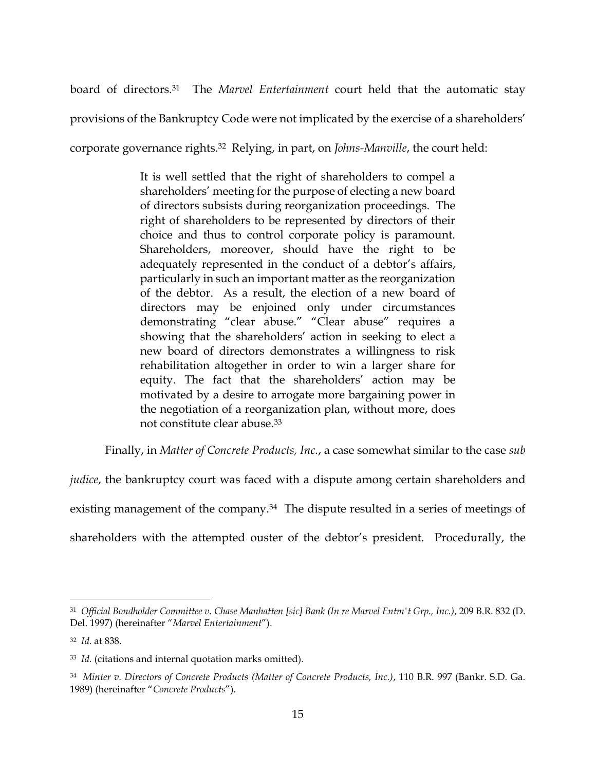board of directors.[31] The *Marvel Entertainment* court held that the automatic stay provisions of the Bankruptcy Code were not implicated by the exercise of a shareholders' corporate governance rights.[32] Relying, in part, on *Johns-Manville*, the court held:

> It is well settled that the right of shareholders to compel a shareholders' meeting for the purpose of electing a new board of directors subsists during reorganization proceedings. The right of shareholders to be represented by directors of their choice and thus to control corporate policy is paramount. Shareholders, moreover, should have the right to be adequately represented in the conduct of a debtor's affairs, particularly in such an important matter as the reorganization of the debtor. As a result, the election of a new board of directors may be enjoined only under circumstances demonstrating "clear abuse." "Clear abuse" requires a showing that the shareholders' action in seeking to elect a new board of directors demonstrates a willingness to risk rehabilitation altogether in order to win a larger share for equity. The fact that the shareholders' action may be motivated by a desire to arrogate more bargaining power in the negotiation of a reorganization plan, without more, does not constitute clear abuse.[33]

Finally, in *Matter of Concrete Products, Inc.*, a case somewhat similar to the case *sub judice*, the bankruptcy court was faced with a dispute among certain shareholders and existing management of the company.[34] The dispute resulted in a series of meetings of shareholders with the attempted ouster of the debtor's president. Procedurally, the

---

[31] *Official Bondholder Committee v. Chase Manhatten [sic] Bank (In re Marvel Entm't Grp., Inc.)*, 209 B.R. 832 (D. Del. 1997) (hereinafter "*Marvel Entertainment*").

[32] *Id.* at 838.

[33] *Id.* (citations and internal quotation marks omitted).

[34] *Minter v. Directors of Concrete Products (Matter of Concrete Products, Inc.)*, 110 B.R. 997 (Bankr. S.D. Ga. 1989) (hereinafter "*Concrete Products*").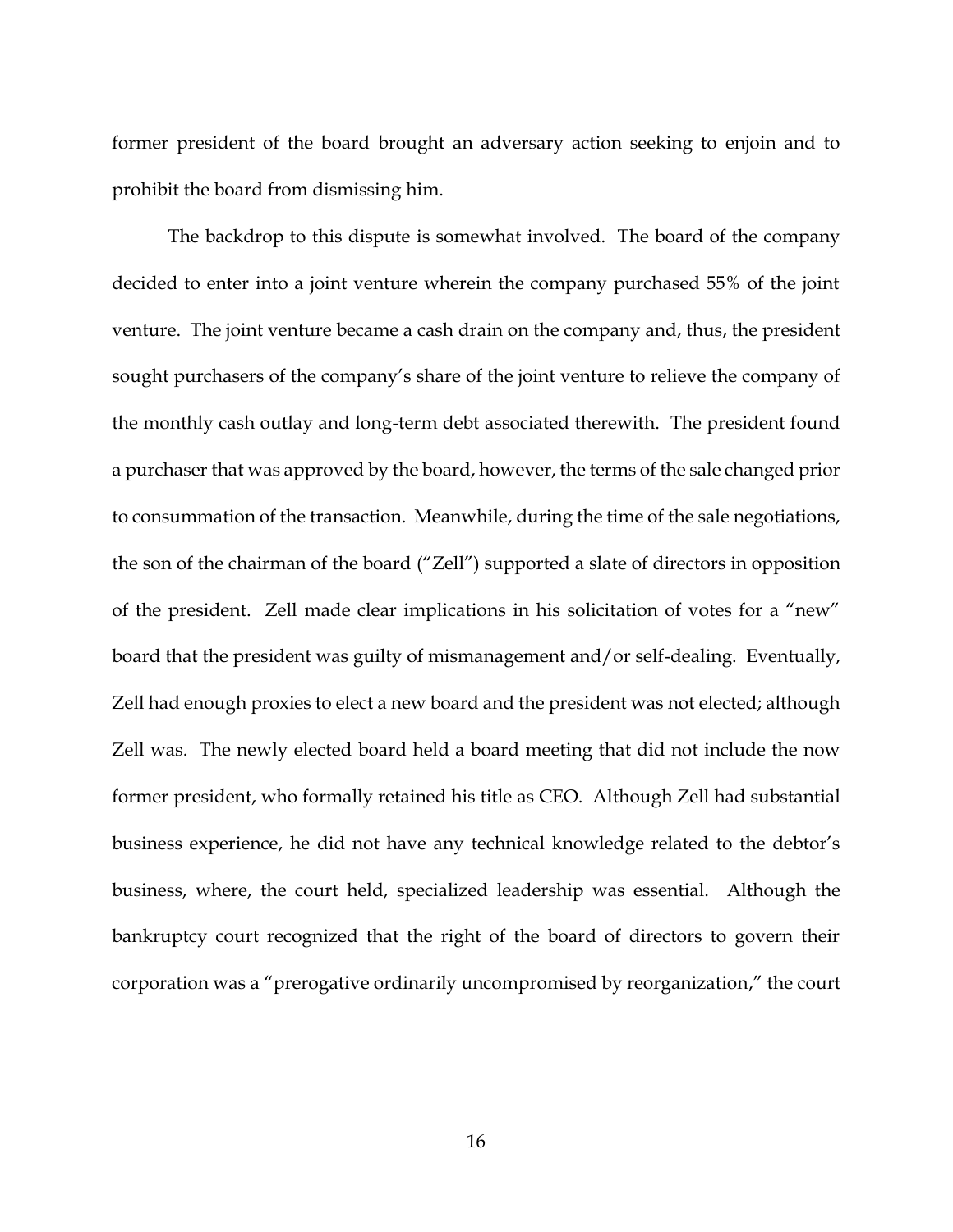former president of the board brought an adversary action seeking to enjoin and to prohibit the board from dismissing him.

The backdrop to this dispute is somewhat involved. The board of the company decided to enter into a joint venture wherein the company purchased 55% of the joint venture. The joint venture became a cash drain on the company and, thus, the president sought purchasers of the company's share of the joint venture to relieve the company of the monthly cash outlay and long-term debt associated therewith. The president found a purchaser that was approved by the board, however, the terms of the sale changed prior to consummation of the transaction. Meanwhile, during the time of the sale negotiations, the son of the chairman of the board ("Zell") supported a slate of directors in opposition of the president. Zell made clear implications in his solicitation of votes for a "new" board that the president was guilty of mismanagement and/or self-dealing. Eventually, Zell had enough proxies to elect a new board and the president was not elected; although Zell was. The newly elected board held a board meeting that did not include the now former president, who formally retained his title as CEO. Although Zell had substantial business experience, he did not have any technical knowledge related to the debtor's business, where, the court held, specialized leadership was essential. Although the bankruptcy court recognized that the right of the board of directors to govern their corporation was a "prerogative ordinarily uncompromised by reorganization," the court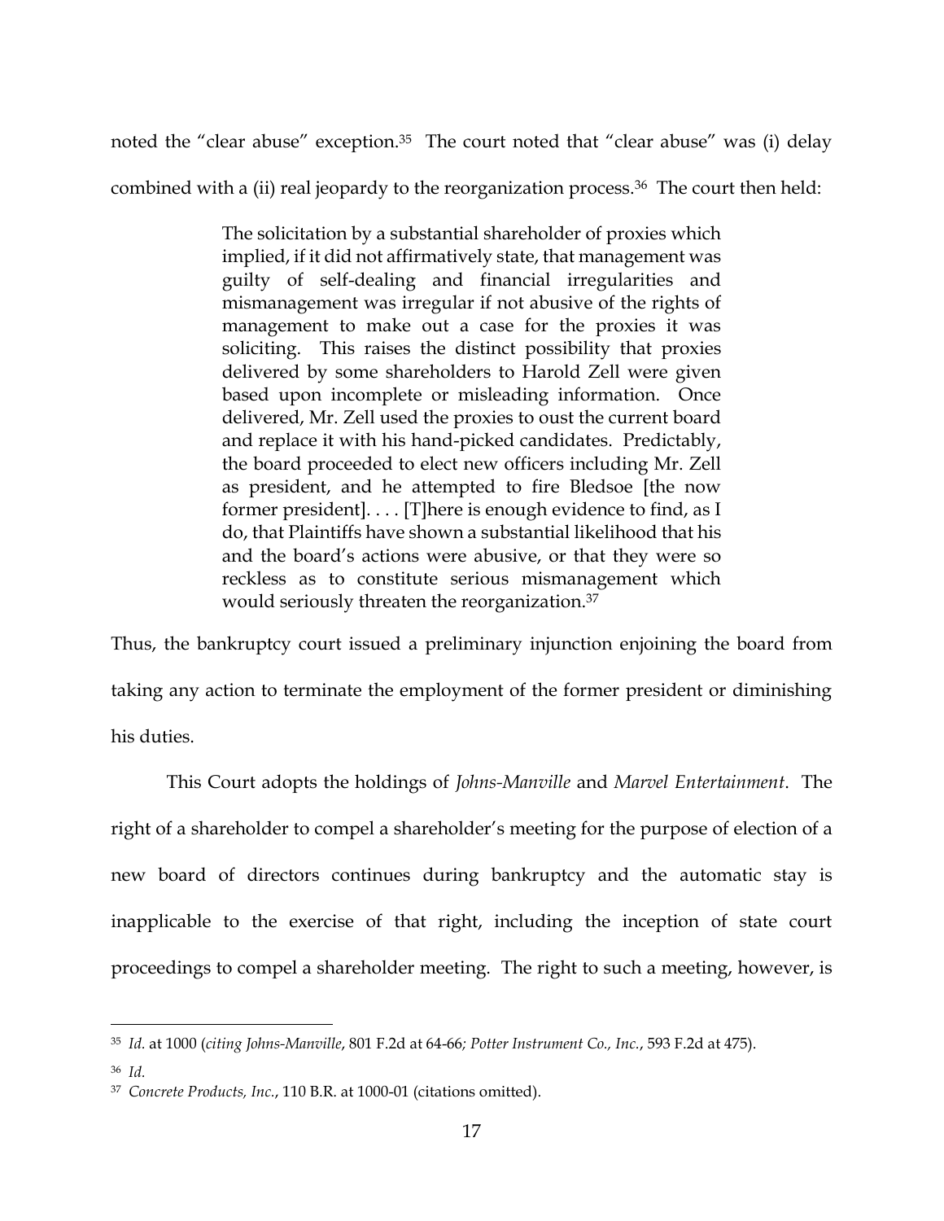noted the "clear abuse" exception.[35] The court noted that "clear abuse" was (i) delay combined with a (ii) real jeopardy to the reorganization process.[36] The court then held:

> The solicitation by a substantial shareholder of proxies which implied, if it did not affirmatively state, that management was guilty of self-dealing and financial irregularities and mismanagement was irregular if not abusive of the rights of management to make out a case for the proxies it was soliciting. This raises the distinct possibility that proxies delivered by some shareholders to Harold Zell were given based upon incomplete or misleading information. Once delivered, Mr. Zell used the proxies to oust the current board and replace it with his hand-picked candidates. Predictably, the board proceeded to elect new officers including Mr. Zell as president, and he attempted to fire Bledsoe [the now former president]. . . . [T]here is enough evidence to find, as I do, that Plaintiffs have shown a substantial likelihood that his and the board's actions were abusive, or that they were so reckless as to constitute serious mismanagement which would seriously threaten the reorganization.[37]

Thus, the bankruptcy court issued a preliminary injunction enjoining the board from taking any action to terminate the employment of the former president or diminishing his duties.

This Court adopts the holdings of *Johns-Manville* and *Marvel Entertainment*. The right of a shareholder to compel a shareholder's meeting for the purpose of election of a new board of directors continues during bankruptcy and the automatic stay is inapplicable to the exercise of that right, including the inception of state court proceedings to compel a shareholder meeting. The right to such a meeting, however, is

---

[35] *Id.* at 1000 (*citing Johns-Manville*, 801 F.2d at 64-66*; Potter Instrument Co., Inc.*, 593 F.2d at 475).

[36] *Id.*

[37] *Concrete Products, Inc.*, 110 B.R. at 1000-01 (citations omitted).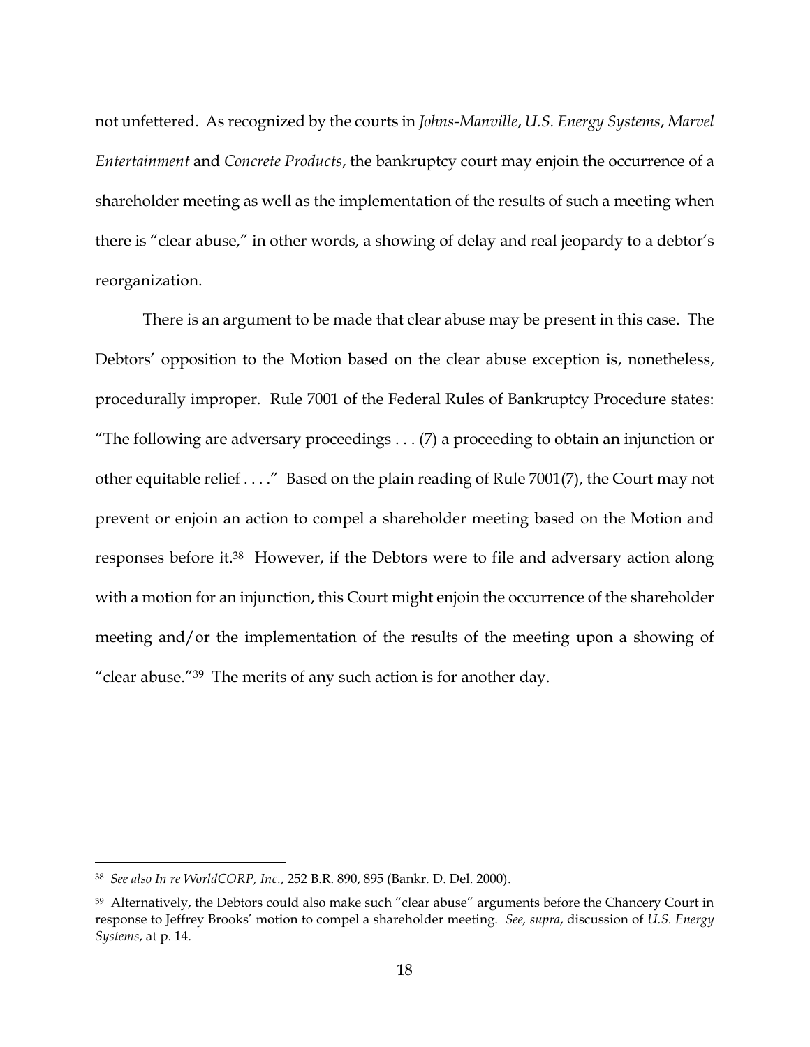not unfettered. As recognized by the courts in *Johns-Manville*, *U.S. Energy Systems*, *Marvel Entertainment* and *Concrete Products*, the bankruptcy court may enjoin the occurrence of a shareholder meeting as well as the implementation of the results of such a meeting when there is "clear abuse," in other words, a showing of delay and real jeopardy to a debtor's reorganization.

There is an argument to be made that clear abuse may be present in this case. The Debtors' opposition to the Motion based on the clear abuse exception is, nonetheless, procedurally improper. Rule 7001 of the Federal Rules of Bankruptcy Procedure states: "The following are adversary proceedings . . . (7) a proceeding to obtain an injunction or other equitable relief . . . ." Based on the plain reading of Rule 7001(7), the Court may not prevent or enjoin an action to compel a shareholder meeting based on the Motion and responses before it.[38] However, if the Debtors were to file and adversary action along with a motion for an injunction, this Court might enjoin the occurrence of the shareholder meeting and/or the implementation of the results of the meeting upon a showing of "clear abuse."[39] The merits of any such action is for another day.

---

[38] *See also In re WorldCORP, Inc.*, 252 B.R. 890, 895 (Bankr. D. Del. 2000).

[39] Alternatively, the Debtors could also make such "clear abuse" arguments before the Chancery Court in response to Jeffrey Brooks' motion to compel a shareholder meeting. *See, supra*, discussion of *U.S. Energy Systems*, at p. 14.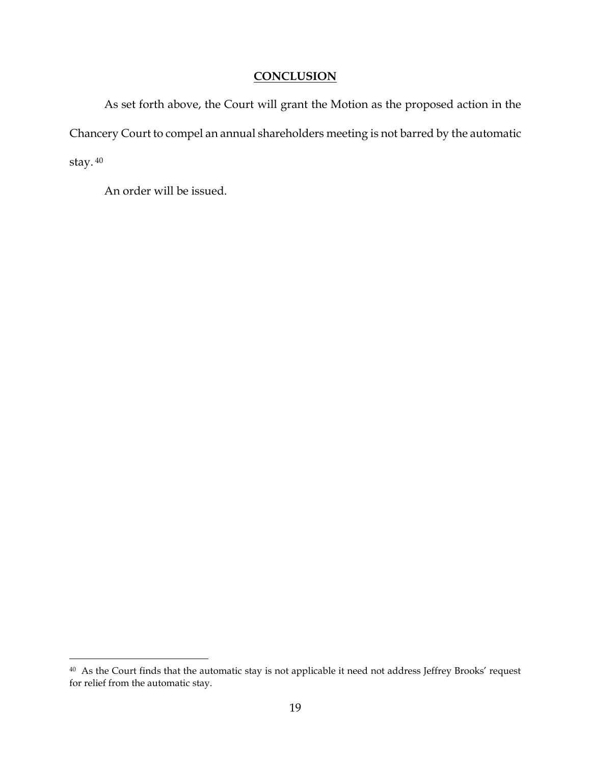## CONCLUSION

As set forth above, the Court will grant the Motion as the proposed action in the Chancery Court to compel an annual shareholders meeting is not barred by the automatic stay.[40]

An order will be issued.

[40] As the Court finds that the automatic stay is not applicable it need not address Jeffrey Brooks' request for relief from the automatic stay.